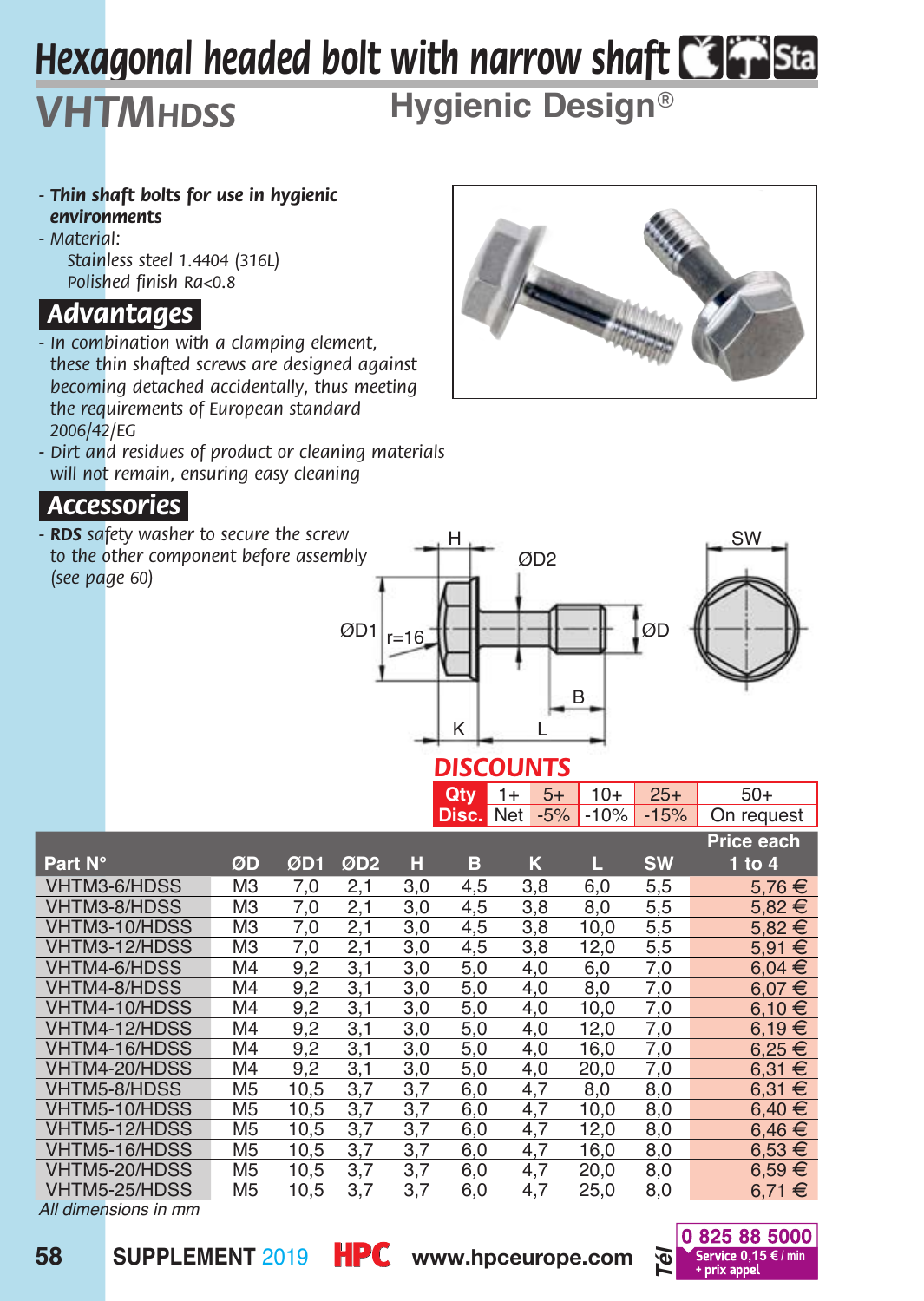# Hexagonal headed bolt with narrow shaft

## VHTMHDSS

**Hygienic Design®**

- ***Thin shaft bolts for use in hygienic environments***
- *Material:*
  *Stainless steel 1.4404 (316L)*
  *Polished finish Ra<0.8*

## Advantages

- *In combination with a clamping element, these thin shafted screws are designed against becoming detached accidentally, thus meeting the requirements of European standard 2006/42/EG*
- *Dirt and residues of product or cleaning materials will not remain, ensuring easy cleaning*

## Accessories

- ***RDS** safety washer to secure the screw to the other component before assembly (see page 60)*

## DISCOUNTS

| Qty | 1+ | 5+ | 10+ | 25+ | 50+ |
|---|---|---|---|---|---|
| Disc. | Net | -5% | -10% | -15% | On request |

| Part N° | ØD | ØD1 | ØD2 | H | B | K | L | SW | Price each 1 to 4 |
|---|---|---|---|---|---|---|---|---|---|
| VHTM3-6/HDSS | M3 | 7,0 | 2,1 | 3,0 | 4,5 | 3,8 | 6,0 | 5,5 | 5,76 € |
| VHTM3-8/HDSS | M3 | 7,0 | 2,1 | 3,0 | 4,5 | 3,8 | 8,0 | 5,5 | 5,82 € |
| VHTM3-10/HDSS | M3 | 7,0 | 2,1 | 3,0 | 4,5 | 3,8 | 10,0 | 5,5 | 5,82 € |
| VHTM3-12/HDSS | M3 | 7,0 | 2,1 | 3,0 | 4,5 | 3,8 | 12,0 | 5,5 | 5,91 € |
| VHTM4-6/HDSS | M4 | 9,2 | 3,1 | 3,0 | 5,0 | 4,0 | 6,0 | 7,0 | 6,04 € |
| VHTM4-8/HDSS | M4 | 9,2 | 3,1 | 3,0 | 5,0 | 4,0 | 8,0 | 7,0 | 6,07 € |
| VHTM4-10/HDSS | M4 | 9,2 | 3,1 | 3,0 | 5,0 | 4,0 | 10,0 | 7,0 | 6,10 € |
| VHTM4-12/HDSS | M4 | 9,2 | 3,1 | 3,0 | 5,0 | 4,0 | 12,0 | 7,0 | 6,19 € |
| VHTM4-16/HDSS | M4 | 9,2 | 3,1 | 3,0 | 5,0 | 4,0 | 16,0 | 7,0 | 6,25 € |
| VHTM4-20/HDSS | M4 | 9,2 | 3,1 | 3,0 | 5,0 | 4,0 | 20,0 | 7,0 | 6,31 € |
| VHTM5-8/HDSS | M5 | 10,5 | 3,7 | 3,7 | 6,0 | 4,7 | 8,0 | 8,0 | 6,31 € |
| VHTM5-10/HDSS | M5 | 10,5 | 3,7 | 3,7 | 6,0 | 4,7 | 10,0 | 8,0 | 6,40 € |
| VHTM5-12/HDSS | M5 | 10,5 | 3,7 | 3,7 | 6,0 | 4,7 | 12,0 | 8,0 | 6,46 € |
| VHTM5-16/HDSS | M5 | 10,5 | 3,7 | 3,7 | 6,0 | 4,7 | 16,0 | 8,0 | 6,53 € |
| VHTM5-20/HDSS | M5 | 10,5 | 3,7 | 3,7 | 6,0 | 4,7 | 20,0 | 8,0 | 6,59 € |
| VHTM5-25/HDSS | M5 | 10,5 | 3,7 | 3,7 | 6,0 | 4,7 | 25,0 | 8,0 | 6,71 € |

*All dimensions in mm*

**SUPPLEMENT** 2019 **HPC** **www.hpceurope.com** Tél **0 825 88 5000** Service 0,15 € / min + prix appel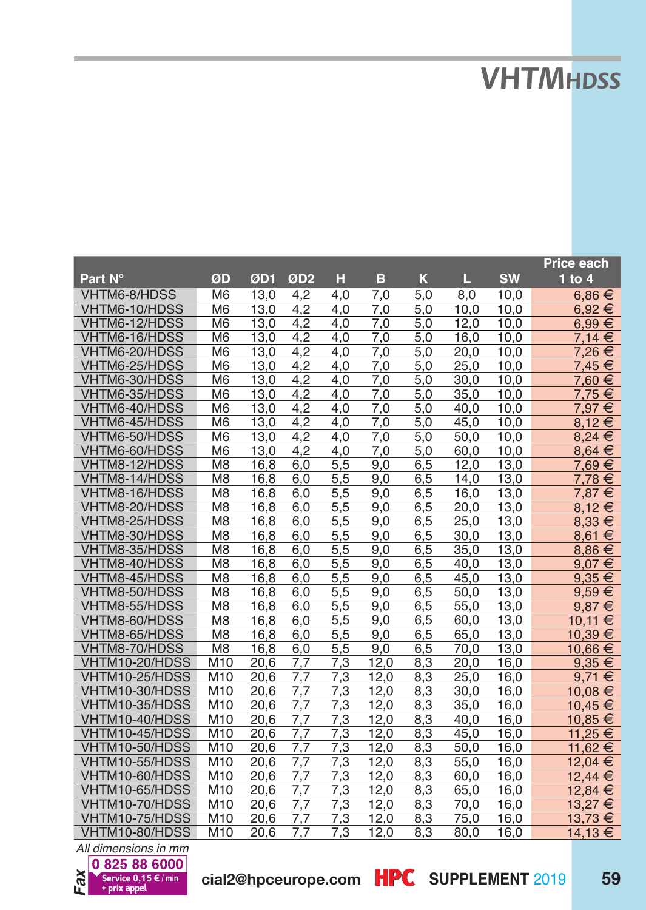# VHTMHDSS

| Part N° | ØD | ØD1 | ØD2 | H | B | K | L | SW | Price each 1 to 4 |
|---|---|---|---|---|---|---|---|---|---|
| VHTM6-8/HDSS | M6 | 13,0 | 4,2 | 4,0 | 7,0 | 5,0 | 8,0 | 10,0 | 6,86 € |
| VHTM6-10/HDSS | M6 | 13,0 | 4,2 | 4,0 | 7,0 | 5,0 | 10,0 | 10,0 | 6,92 € |
| VHTM6-12/HDSS | M6 | 13,0 | 4,2 | 4,0 | 7,0 | 5,0 | 12,0 | 10,0 | 6,99 € |
| VHTM6-16/HDSS | M6 | 13,0 | 4,2 | 4,0 | 7,0 | 5,0 | 16,0 | 10,0 | 7,14 € |
| VHTM6-20/HDSS | M6 | 13,0 | 4,2 | 4,0 | 7,0 | 5,0 | 20,0 | 10,0 | 7,26 € |
| VHTM6-25/HDSS | M6 | 13,0 | 4,2 | 4,0 | 7,0 | 5,0 | 25,0 | 10,0 | 7,45 € |
| VHTM6-30/HDSS | M6 | 13,0 | 4,2 | 4,0 | 7,0 | 5,0 | 30,0 | 10,0 | 7,60 € |
| VHTM6-35/HDSS | M6 | 13,0 | 4,2 | 4,0 | 7,0 | 5,0 | 35,0 | 10,0 | 7,75 € |
| VHTM6-40/HDSS | M6 | 13,0 | 4,2 | 4,0 | 7,0 | 5,0 | 40,0 | 10,0 | 7,97 € |
| VHTM6-45/HDSS | M6 | 13,0 | 4,2 | 4,0 | 7,0 | 5,0 | 45,0 | 10,0 | 8,12 € |
| VHTM6-50/HDSS | M6 | 13,0 | 4,2 | 4,0 | 7,0 | 5,0 | 50,0 | 10,0 | 8,24 € |
| VHTM6-60/HDSS | M6 | 13,0 | 4,2 | 4,0 | 7,0 | 5,0 | 60,0 | 10,0 | 8,64 € |
| VHTM8-12/HDSS | M8 | 16,8 | 6,0 | 5,5 | 9,0 | 6,5 | 12,0 | 13,0 | 7,69 € |
| VHTM8-14/HDSS | M8 | 16,8 | 6,0 | 5,5 | 9,0 | 6,5 | 14,0 | 13,0 | 7,78 € |
| VHTM8-16/HDSS | M8 | 16,8 | 6,0 | 5,5 | 9,0 | 6,5 | 16,0 | 13,0 | 7,87 € |
| VHTM8-20/HDSS | M8 | 16,8 | 6,0 | 5,5 | 9,0 | 6,5 | 20,0 | 13,0 | 8,12 € |
| VHTM8-25/HDSS | M8 | 16,8 | 6,0 | 5,5 | 9,0 | 6,5 | 25,0 | 13,0 | 8,33 € |
| VHTM8-30/HDSS | M8 | 16,8 | 6,0 | 5,5 | 9,0 | 6,5 | 30,0 | 13,0 | 8,61 € |
| VHTM8-35/HDSS | M8 | 16,8 | 6,0 | 5,5 | 9,0 | 6,5 | 35,0 | 13,0 | 8,86 € |
| VHTM8-40/HDSS | M8 | 16,8 | 6,0 | 5,5 | 9,0 | 6,5 | 40,0 | 13,0 | 9,07 € |
| VHTM8-45/HDSS | M8 | 16,8 | 6,0 | 5,5 | 9,0 | 6,5 | 45,0 | 13,0 | 9,35 € |
| VHTM8-50/HDSS | M8 | 16,8 | 6,0 | 5,5 | 9,0 | 6,5 | 50,0 | 13,0 | 9,59 € |
| VHTM8-55/HDSS | M8 | 16,8 | 6,0 | 5,5 | 9,0 | 6,5 | 55,0 | 13,0 | 9,87 € |
| VHTM8-60/HDSS | M8 | 16,8 | 6,0 | 5,5 | 9,0 | 6,5 | 60,0 | 13,0 | 10,11 € |
| VHTM8-65/HDSS | M8 | 16,8 | 6,0 | 5,5 | 9,0 | 6,5 | 65,0 | 13,0 | 10,39 € |
| VHTM8-70/HDSS | M8 | 16,8 | 6,0 | 5,5 | 9,0 | 6,5 | 70,0 | 13,0 | 10,66 € |
| VHTM10-20/HDSS | M10 | 20,6 | 7,7 | 7,3 | 12,0 | 8,3 | 20,0 | 16,0 | 9,35 € |
| VHTM10-25/HDSS | M10 | 20,6 | 7,7 | 7,3 | 12,0 | 8,3 | 25,0 | 16,0 | 9,71 € |
| VHTM10-30/HDSS | M10 | 20,6 | 7,7 | 7,3 | 12,0 | 8,3 | 30,0 | 16,0 | 10,08 € |
| VHTM10-35/HDSS | M10 | 20,6 | 7,7 | 7,3 | 12,0 | 8,3 | 35,0 | 16,0 | 10,45 € |
| VHTM10-40/HDSS | M10 | 20,6 | 7,7 | 7,3 | 12,0 | 8,3 | 40,0 | 16,0 | 10,85 € |
| VHTM10-45/HDSS | M10 | 20,6 | 7,7 | 7,3 | 12,0 | 8,3 | 45,0 | 16,0 | 11,25 € |
| VHTM10-50/HDSS | M10 | 20,6 | 7,7 | 7,3 | 12,0 | 8,3 | 50,0 | 16,0 | 11,62 € |
| VHTM10-55/HDSS | M10 | 20,6 | 7,7 | 7,3 | 12,0 | 8,3 | 55,0 | 16,0 | 12,04 € |
| VHTM10-60/HDSS | M10 | 20,6 | 7,7 | 7,3 | 12,0 | 8,3 | 60,0 | 16,0 | 12,44 € |
| VHTM10-65/HDSS | M10 | 20,6 | 7,7 | 7,3 | 12,0 | 8,3 | 65,0 | 16,0 | 12,84 € |
| VHTM10-70/HDSS | M10 | 20,6 | 7,7 | 7,3 | 12,0 | 8,3 | 70,0 | 16,0 | 13,27 € |
| VHTM10-75/HDSS | M10 | 20,6 | 7,7 | 7,3 | 12,0 | 8,3 | 75,0 | 16,0 | 13,73 € |
| VHTM10-80/HDSS | M10 | 20,6 | 7,7 | 7,3 | 12,0 | 8,3 | 80,0 | 16,0 | 14,13 € |

*All dimensions in mm*

Fax 0 825 88 6000 Service 0,15 € / min + prix appel

cial2@hpceurope.com HPC SUPPLEMENT 2019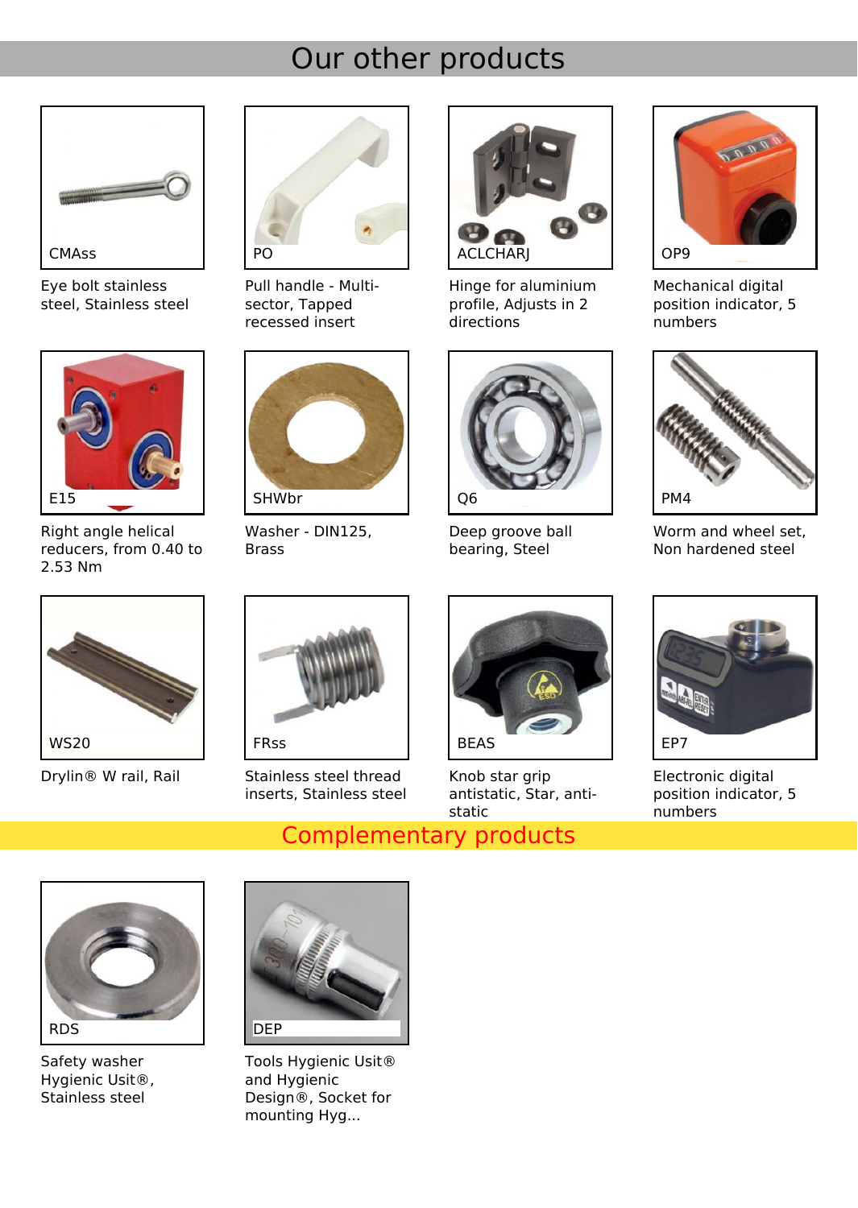# Our other products

CMAss

Eye bolt stainless steel, Stainless steel

PO

Pull handle - Multi-sector, Tapped recessed insert

ACLCHARJ

Hinge for aluminium profile, Adjusts in 2 directions

OP9

Mechanical digital position indicator, 5 numbers

E15

Right angle helical reducers, from 0.40 to 2.53 Nm

SHWbr

Washer - DIN125, Brass

Q6

Deep groove ball bearing, Steel

PM4

Worm and wheel set, Non hardened steel

WS20

Drylin® W rail, Rail

FRss

Stainless steel thread inserts, Stainless steel

BEAS

Knob star grip antistatic, Star, anti-static

EP7

Electronic digital position indicator, 5 numbers

# Complementary products

RDS

Safety washer Hygienic Usit®, Stainless steel

DEP

Tools Hygienic Usit® and Hygienic Design®, Socket for mounting Hyg...